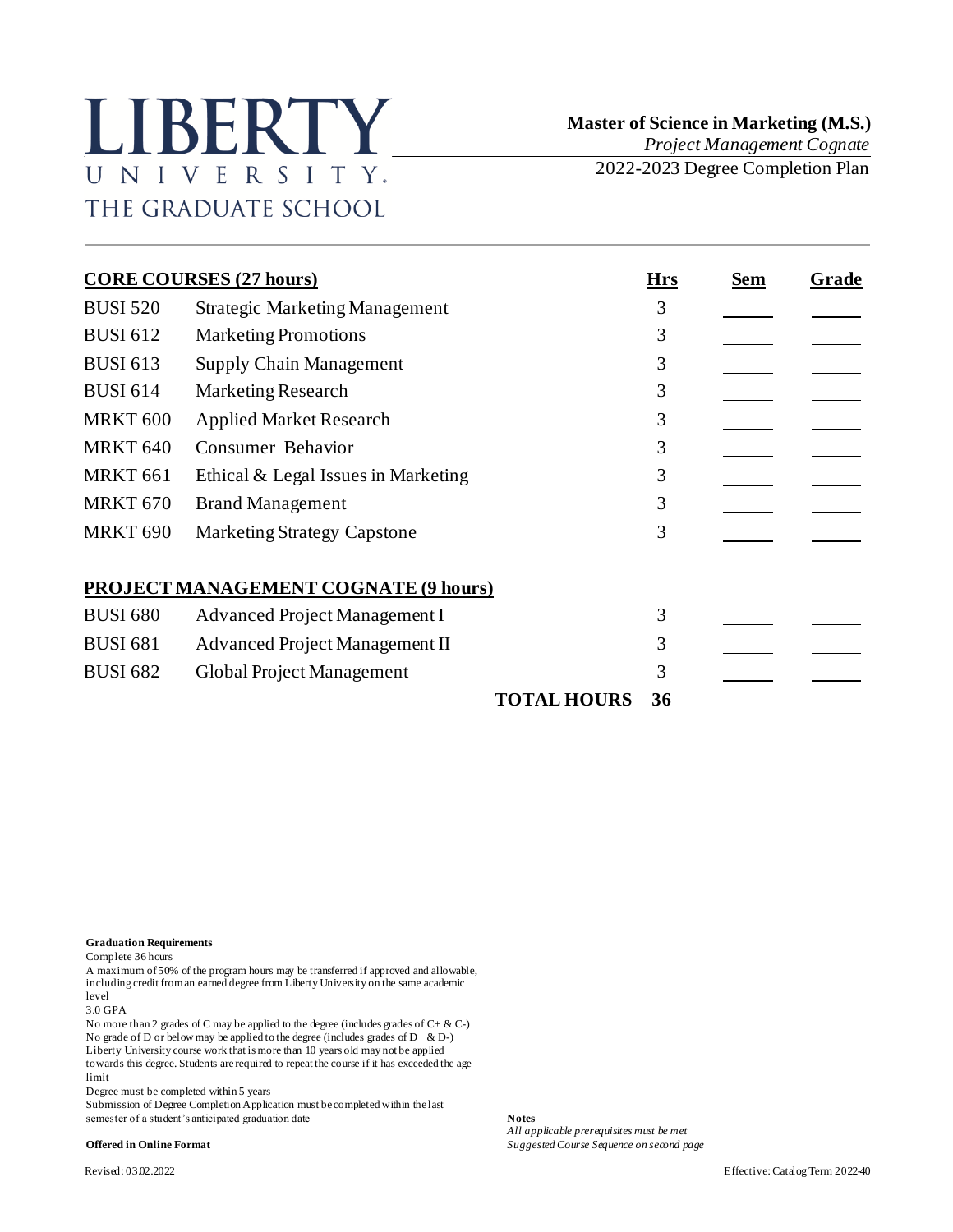# LIBERTY UNIVERSITY
## THE GRADUATE SCHOOL

**Master of Science in Marketing (M.S.)**
*Project Management Cognate*
2022-2023 Degree Completion Plan

| **CORE COURSES (27 hours)** | | **Hrs** | **Sem** | **Grade** |
|---|---|---|---|---|
| BUSI 520 | Strategic Marketing Management | 3 | | |
| BUSI 612 | Marketing Promotions | 3 | | |
| BUSI 613 | Supply Chain Management | 3 | | |
| BUSI 614 | Marketing Research | 3 | | |
| MRKT 600 | Applied Market Research | 3 | | |
| MRKT 640 | Consumer Behavior | 3 | | |
| MRKT 661 | Ethical & Legal Issues in Marketing | 3 | | |
| MRKT 670 | Brand Management | 3 | | |
| MRKT 690 | Marketing Strategy Capstone | 3 | | |
| **PROJECT MANAGEMENT COGNATE (9 hours)** | | | | |
| BUSI 680 | Advanced Project Management I | 3 | | |
| BUSI 681 | Advanced Project Management II | 3 | | |
| BUSI 682 | Global Project Management | 3 | | |
| | **TOTAL HOURS** | **36** | | |

**Graduation Requirements**

Complete 36 hours

A maximum of 50% of the program hours may be transferred if approved and allowable, including credit from an earned degree from Liberty University on the same academic level

3.0 GPA

No more than 2 grades of C may be applied to the degree (includes grades of C+ & C-)

No grade of D or below may be applied to the degree (includes grades of D+ & D-)

Liberty University course work that is more than 10 years old may not be applied towards this degree. Students are required to repeat the course if it has exceeded the age limit

Degree must be completed within 5 years

Submission of Degree Completion Application must be completed within the last semester of a student's anticipated graduation date

**Offered in Online Format**

**Notes**

*All applicable prerequisites must be met*

*Suggested Course Sequence on second page*

Revised: 03.02.2022

Effective: Catalog Term 2022-40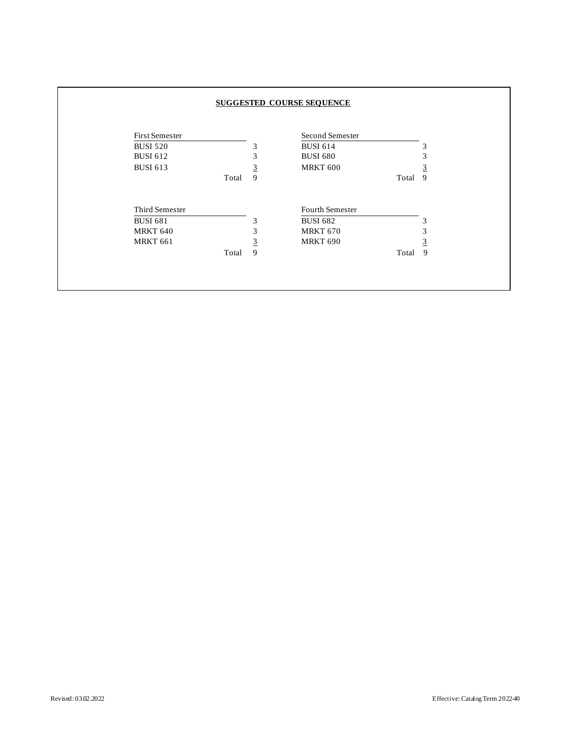**SUGGESTED COURSE SEQUENCE**

| First Semester | | Second Semester | |
|---|---|---|---|
| BUSI 520 | 3 | BUSI 614 | 3 |
| BUSI 612 | 3 | BUSI 680 | 3 |
| BUSI 613 | 3 | MRKT 600 | 3 |
| Total | 9 | Total | 9 |

| Third Semester | | Fourth Semester | |
|---|---|---|---|
| BUSI 681 | 3 | BUSI 682 | 3 |
| MRKT 640 | 3 | MRKT 670 | 3 |
| MRKT 661 | 3 | MRKT 690 | 3 |
| Total | 9 | Total | 9 |

Revised: 03.02.2022

Effective: Catalog Term 2022-40